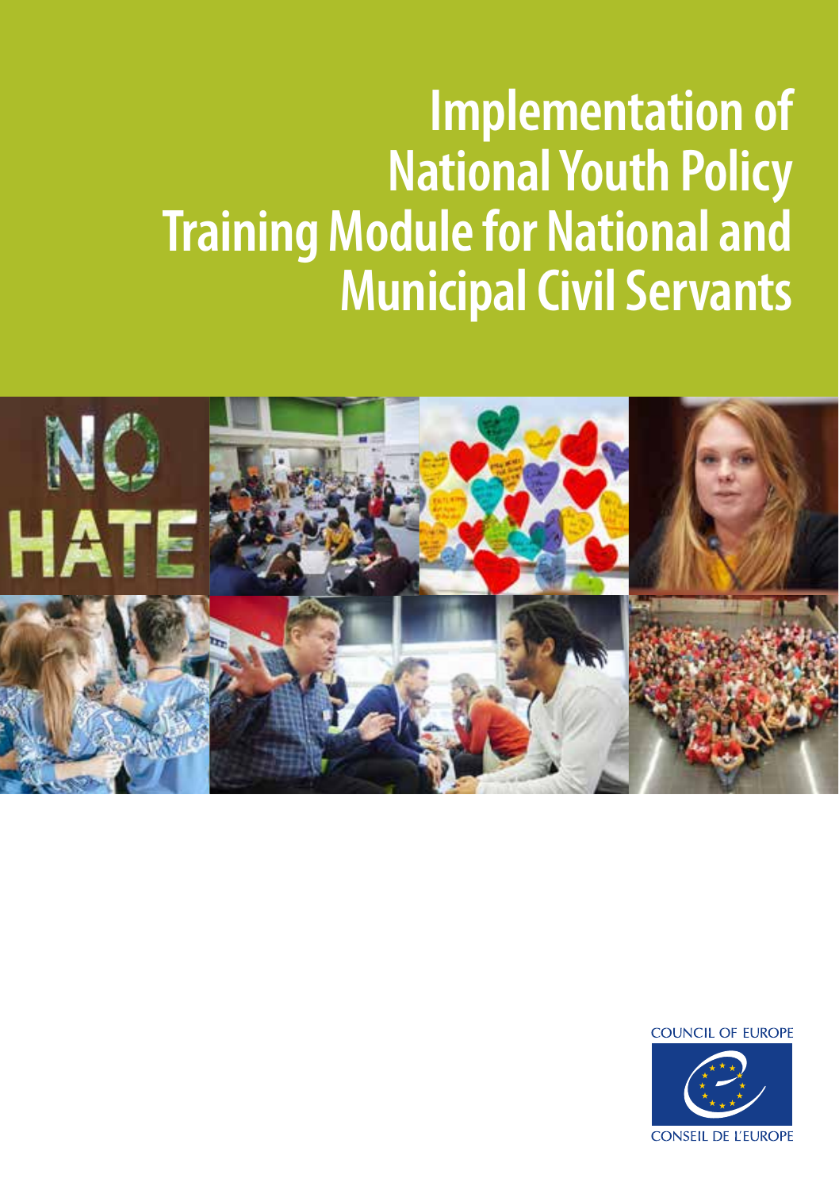# Implementation of National Youth Policy Training Module for National and Municipal Civil Servants

COUNCIL OF EUROPE

CONSEIL DE L'EUROPE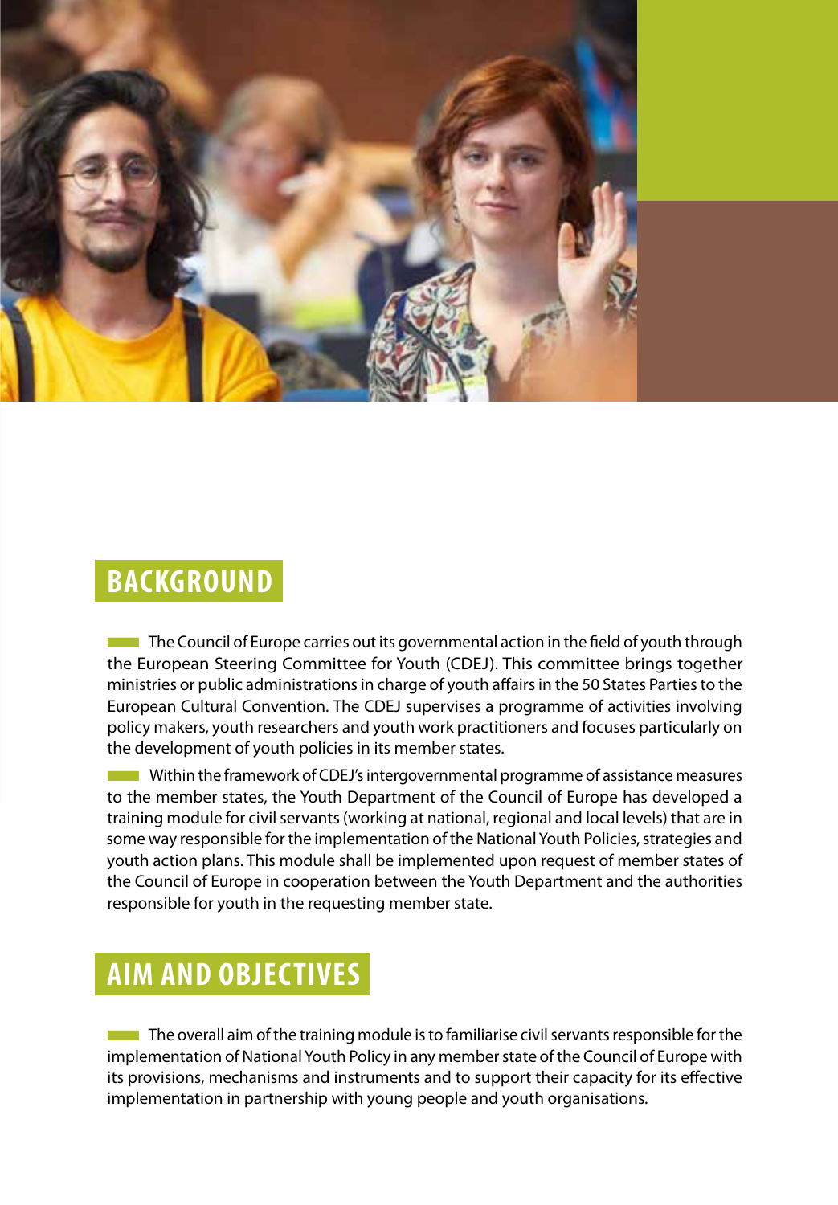## BACKGROUND

The Council of Europe carries out its governmental action in the field of youth through the European Steering Committee for Youth (CDEJ). This committee brings together ministries or public administrations in charge of youth affairs in the 50 States Parties to the European Cultural Convention. The CDEJ supervises a programme of activities involving policy makers, youth researchers and youth work practitioners and focuses particularly on the development of youth policies in its member states.

Within the framework of CDEJ's intergovernmental programme of assistance measures to the member states, the Youth Department of the Council of Europe has developed a training module for civil servants (working at national, regional and local levels) that are in some way responsible for the implementation of the National Youth Policies, strategies and youth action plans. This module shall be implemented upon request of member states of the Council of Europe in cooperation between the Youth Department and the authorities responsible for youth in the requesting member state.

## AIM AND OBJECTIVES

The overall aim of the training module is to familiarise civil servants responsible for the implementation of National Youth Policy in any member state of the Council of Europe with its provisions, mechanisms and instruments and to support their capacity for its effective implementation in partnership with young people and youth organisations.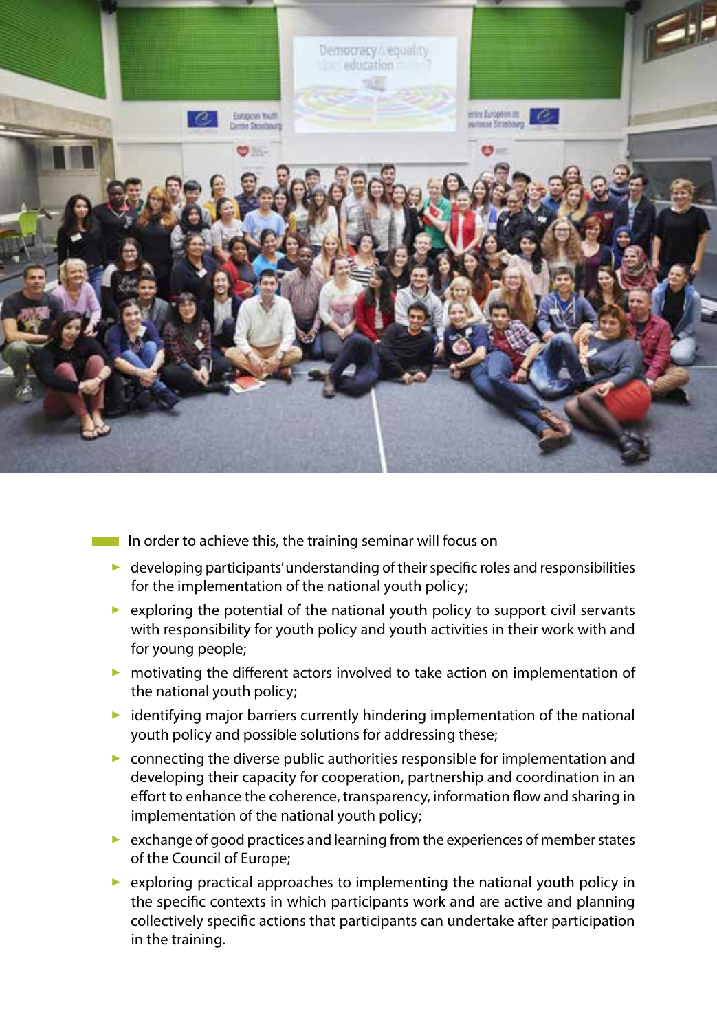In order to achieve this, the training seminar will focus on

- developing participants' understanding of their specific roles and responsibilities for the implementation of the national youth policy;
- exploring the potential of the national youth policy to support civil servants with responsibility for youth policy and youth activities in their work with and for young people;
- motivating the different actors involved to take action on implementation of the national youth policy;
- identifying major barriers currently hindering implementation of the national youth policy and possible solutions for addressing these;
- connecting the diverse public authorities responsible for implementation and developing their capacity for cooperation, partnership and coordination in an effort to enhance the coherence, transparency, information flow and sharing in implementation of the national youth policy;
- exchange of good practices and learning from the experiences of member states of the Council of Europe;
- exploring practical approaches to implementing the national youth policy in the specific contexts in which participants work and are active and planning collectively specific actions that participants can undertake after participation in the training.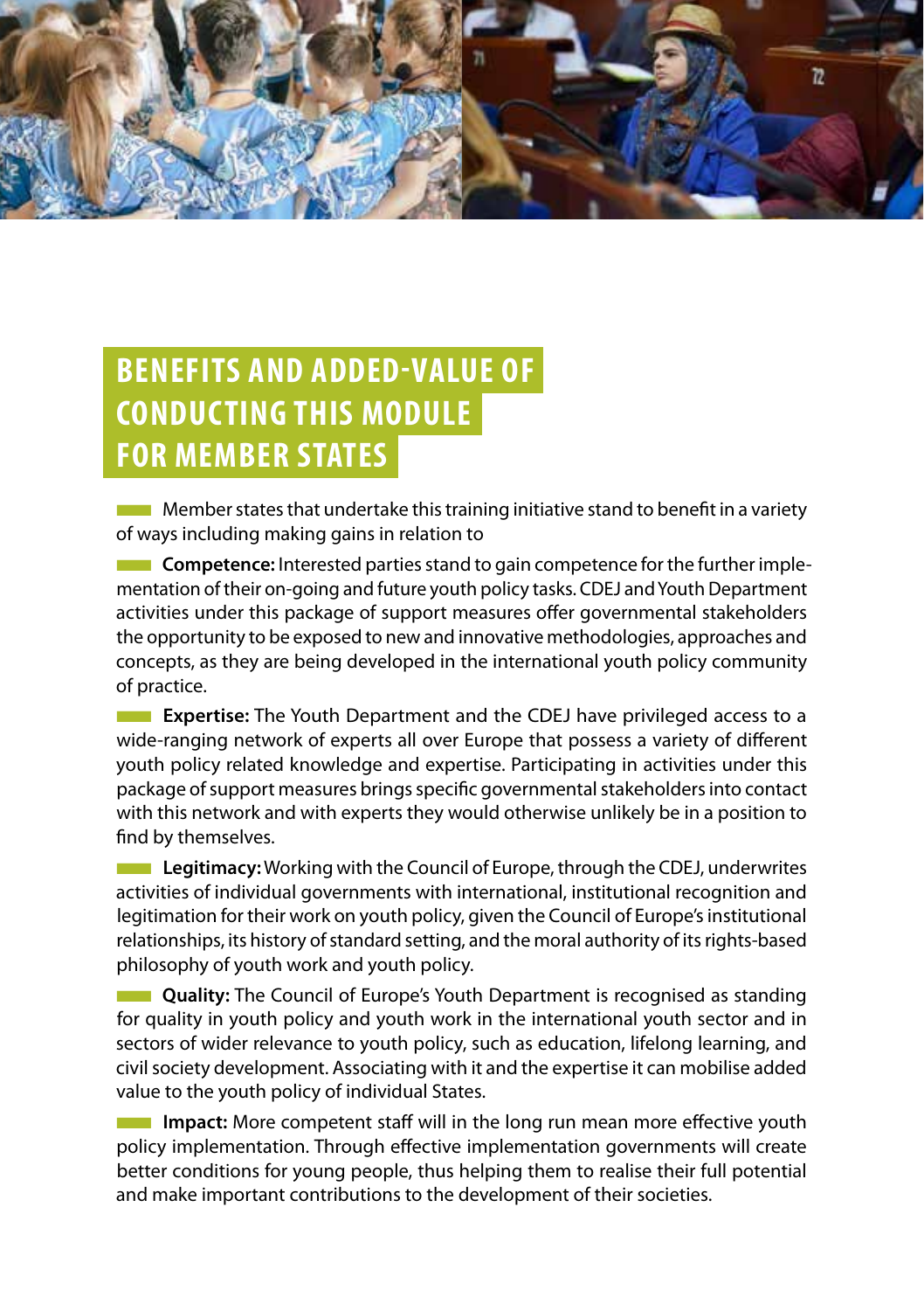# BENEFITS AND ADDED-VALUE OF CONDUCTING THIS MODULE FOR MEMBER STATES

Member states that undertake this training initiative stand to benefit in a variety of ways including making gains in relation to

**Competence:** Interested parties stand to gain competence for the further implementation of their on-going and future youth policy tasks. CDEJ and Youth Department activities under this package of support measures offer governmental stakeholders the opportunity to be exposed to new and innovative methodologies, approaches and concepts, as they are being developed in the international youth policy community of practice.

**Expertise:** The Youth Department and the CDEJ have privileged access to a wide-ranging network of experts all over Europe that possess a variety of different youth policy related knowledge and expertise. Participating in activities under this package of support measures brings specific governmental stakeholders into contact with this network and with experts they would otherwise unlikely be in a position to find by themselves.

**Legitimacy:** Working with the Council of Europe, through the CDEJ, underwrites activities of individual governments with international, institutional recognition and legitimation for their work on youth policy, given the Council of Europe's institutional relationships, its history of standard setting, and the moral authority of its rights-based philosophy of youth work and youth policy.

**Quality:** The Council of Europe's Youth Department is recognised as standing for quality in youth policy and youth work in the international youth sector and in sectors of wider relevance to youth policy, such as education, lifelong learning, and civil society development. Associating with it and the expertise it can mobilise added value to the youth policy of individual States.

**Impact:** More competent staff will in the long run mean more effective youth policy implementation. Through effective implementation governments will create better conditions for young people, thus helping them to realise their full potential and make important contributions to the development of their societies.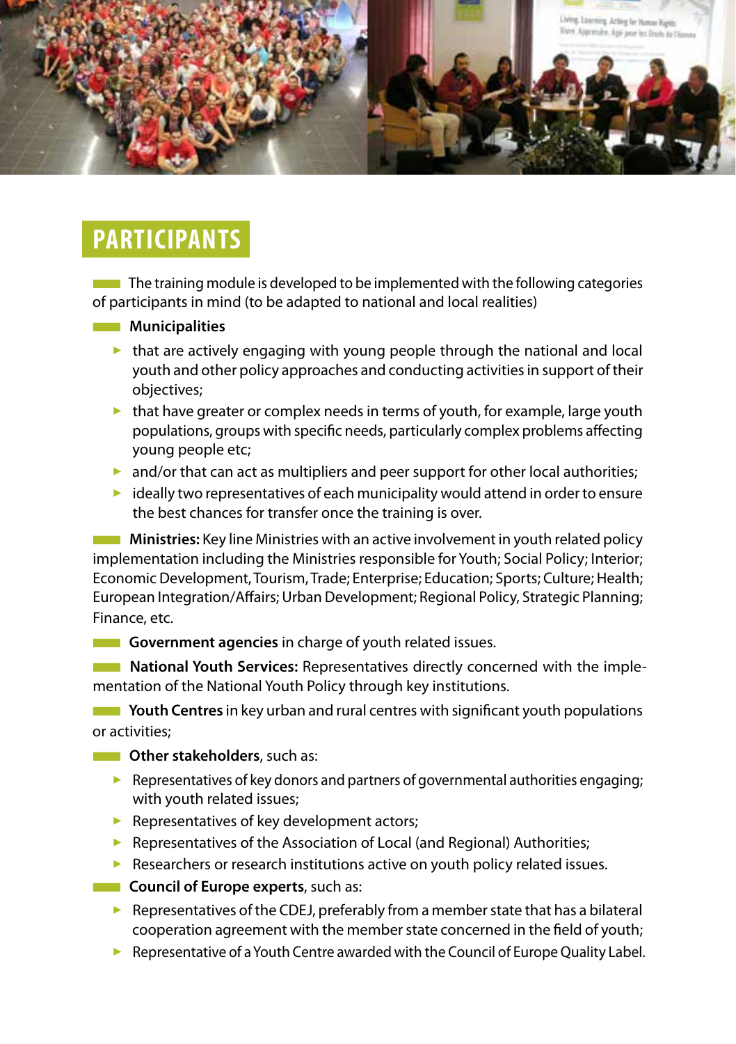## PARTICIPANTS

The training module is developed to be implemented with the following categories of participants in mind (to be adapted to national and local realities)

**Municipalities**

- that are actively engaging with young people through the national and local youth and other policy approaches and conducting activities in support of their objectives;
- that have greater or complex needs in terms of youth, for example, large youth populations, groups with specific needs, particularly complex problems affecting young people etc;
- and/or that can act as multipliers and peer support for other local authorities;
- ideally two representatives of each municipality would attend in order to ensure the best chances for transfer once the training is over.

**Ministries:** Key line Ministries with an active involvement in youth related policy implementation including the Ministries responsible for Youth; Social Policy; Interior; Economic Development, Tourism, Trade; Enterprise; Education; Sports; Culture; Health; European Integration/Affairs; Urban Development; Regional Policy, Strategic Planning; Finance, etc.

**Government agencies** in charge of youth related issues.

**National Youth Services:** Representatives directly concerned with the implementation of the National Youth Policy through key institutions.

**Youth Centres** in key urban and rural centres with significant youth populations or activities;

**Other stakeholders**, such as:

- Representatives of key donors and partners of governmental authorities engaging; with youth related issues;
- Representatives of key development actors;
- Representatives of the Association of Local (and Regional) Authorities;
- Researchers or research institutions active on youth policy related issues.

**Council of Europe experts**, such as:

- Representatives of the CDEJ, preferably from a member state that has a bilateral cooperation agreement with the member state concerned in the field of youth;
- Representative of a Youth Centre awarded with the Council of Europe Quality Label.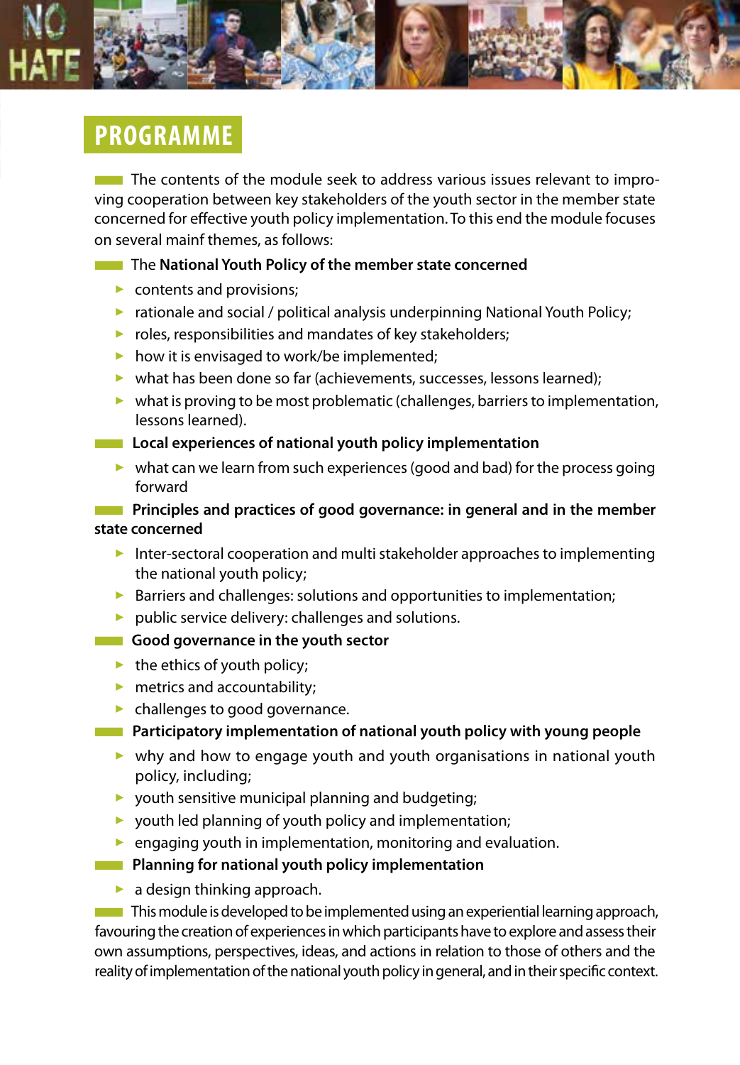## PROGRAMME

The contents of the module seek to address various issues relevant to improving cooperation between key stakeholders of the youth sector in the member state concerned for effective youth policy implementation. To this end the module focuses on several mainf themes, as follows:

The **National Youth Policy of the member state concerned**

- contents and provisions;
- rationale and social / political analysis underpinning National Youth Policy;
- roles, responsibilities and mandates of key stakeholders;
- how it is envisaged to work/be implemented;
- what has been done so far (achievements, successes, lessons learned);
- what is proving to be most problematic (challenges, barriers to implementation, lessons learned).

**Local experiences of national youth policy implementation**

- what can we learn from such experiences (good and bad) for the process going forward

**Principles and practices of good governance: in general and in the member state concerned**

- Inter-sectoral cooperation and multi stakeholder approaches to implementing the national youth policy;
- Barriers and challenges: solutions and opportunities to implementation;
- public service delivery: challenges and solutions.

**Good governance in the youth sector**

- the ethics of youth policy;
- metrics and accountability;
- challenges to good governance.

**Participatory implementation of national youth policy with young people**

- why and how to engage youth and youth organisations in national youth policy, including;
- youth sensitive municipal planning and budgeting;
- youth led planning of youth policy and implementation;
- engaging youth in implementation, monitoring and evaluation.

**Planning for national youth policy implementation**

- a design thinking approach.

This module is developed to be implemented using an experiential learning approach, favouring the creation of experiences in which participants have to explore and assess their own assumptions, perspectives, ideas, and actions in relation to those of others and the reality of implementation of the national youth policy in general, and in their specific context.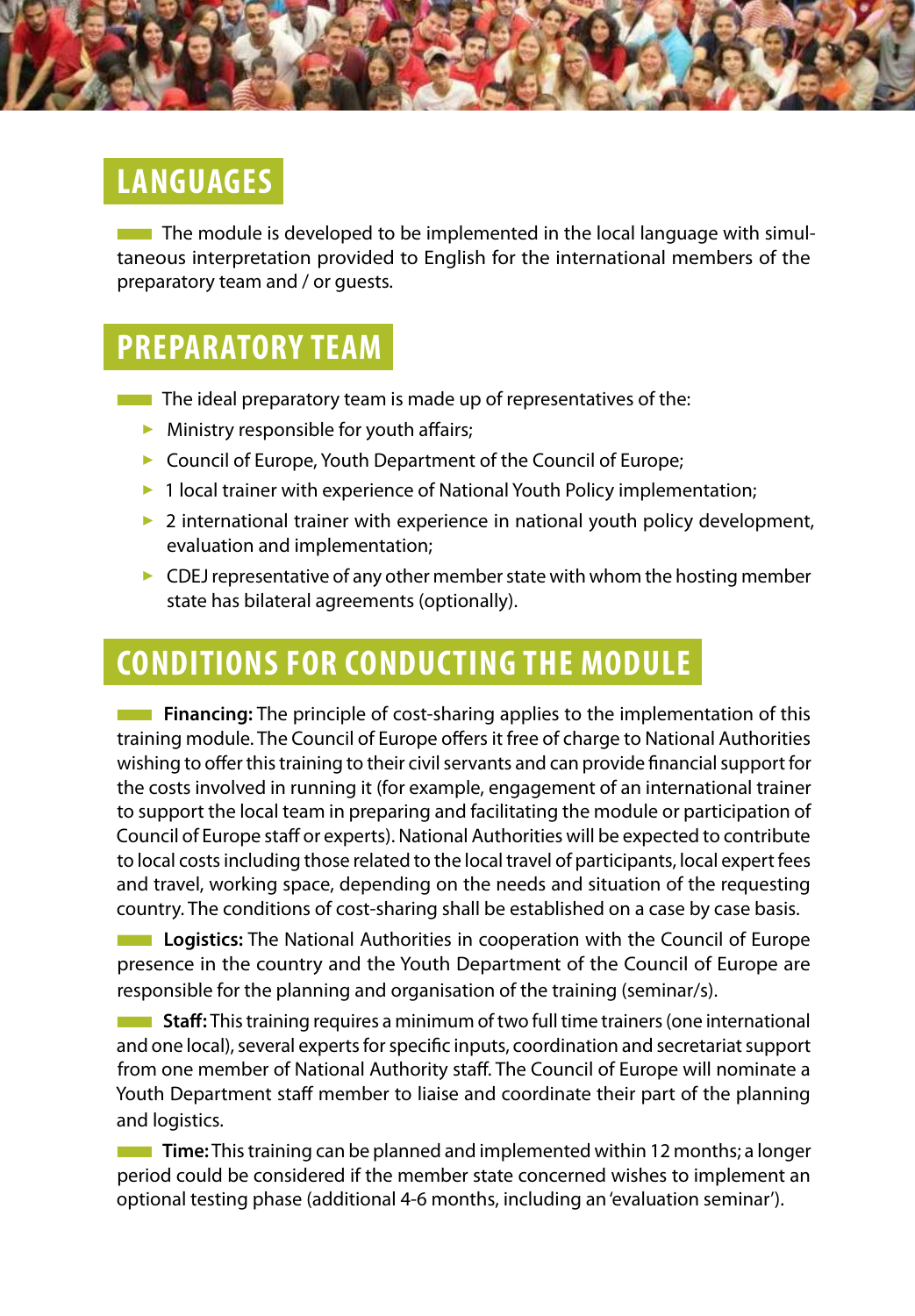## LANGUAGES

The module is developed to be implemented in the local language with simultaneous interpretation provided to English for the international members of the preparatory team and / or guests.

## PREPARATORY TEAM

The ideal preparatory team is made up of representatives of the:

- Ministry responsible for youth affairs;
- Council of Europe, Youth Department of the Council of Europe;
- 1 local trainer with experience of National Youth Policy implementation;
- 2 international trainer with experience in national youth policy development, evaluation and implementation;
- CDEJ representative of any other member state with whom the hosting member state has bilateral agreements (optionally).

## CONDITIONS FOR CONDUCTING THE MODULE

**Financing:** The principle of cost-sharing applies to the implementation of this training module. The Council of Europe offers it free of charge to National Authorities wishing to offer this training to their civil servants and can provide financial support for the costs involved in running it (for example, engagement of an international trainer to support the local team in preparing and facilitating the module or participation of Council of Europe staff or experts). National Authorities will be expected to contribute to local costs including those related to the local travel of participants, local expert fees and travel, working space, depending on the needs and situation of the requesting country. The conditions of cost-sharing shall be established on a case by case basis.

**Logistics:** The National Authorities in cooperation with the Council of Europe presence in the country and the Youth Department of the Council of Europe are responsible for the planning and organisation of the training (seminar/s).

**Staff:** This training requires a minimum of two full time trainers (one international and one local), several experts for specific inputs, coordination and secretariat support from one member of National Authority staff. The Council of Europe will nominate a Youth Department staff member to liaise and coordinate their part of the planning and logistics.

**Time:** This training can be planned and implemented within 12 months; a longer period could be considered if the member state concerned wishes to implement an optional testing phase (additional 4-6 months, including an 'evaluation seminar').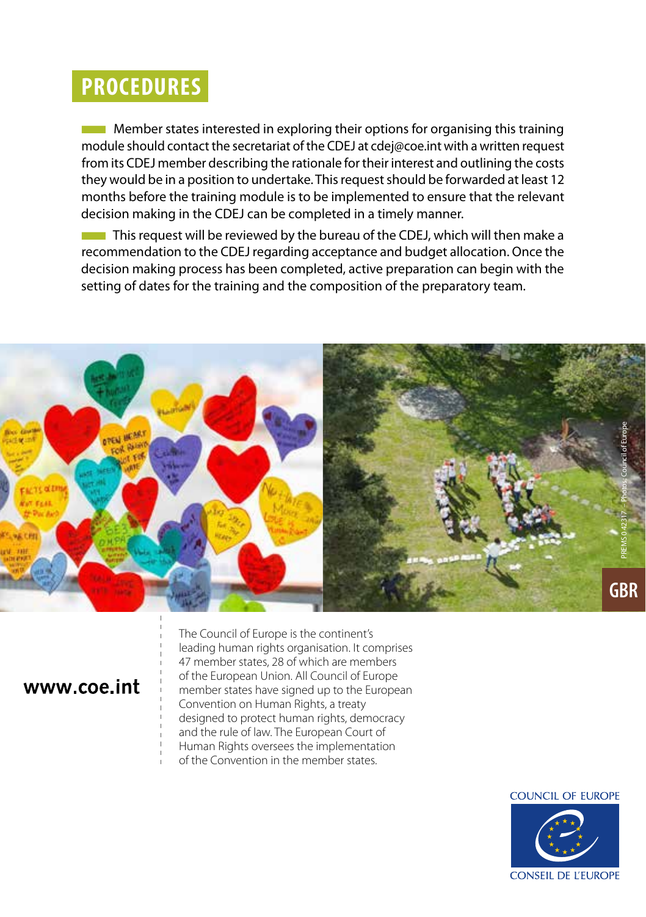# PROCEDURES

Member states interested in exploring their options for organising this training module should contact the secretariat of the CDEJ at cdej@coe.int with a written request from its CDEJ member describing the rationale for their interest and outlining the costs they would be in a position to undertake. This request should be forwarded at least 12 months before the training module is to be implemented to ensure that the relevant decision making in the CDEJ can be completed in a timely manner.

This request will be reviewed by the bureau of the CDEJ, which will then make a recommendation to the CDEJ regarding acceptance and budget allocation. Once the decision making process has been completed, active preparation can begin with the setting of dates for the training and the composition of the preparatory team.

PREMS 042317 – Photos: Council of Europe

GBR

**www.coe.int**

The Council of Europe is the continent's leading human rights organisation. It comprises 47 member states, 28 of which are members of the European Union. All Council of Europe member states have signed up to the European Convention on Human Rights, a treaty designed to protect human rights, democracy and the rule of law. The European Court of Human Rights oversees the implementation of the Convention in the member states.

COUNCIL OF EUROPE

CONSEIL DE L'EUROPE